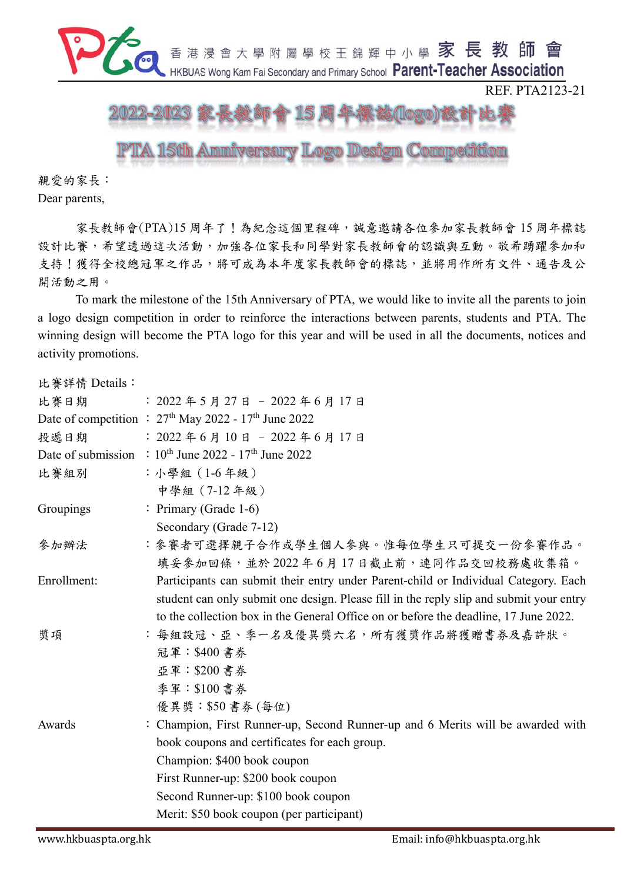香港浸會大學附屬學校王錦輝中小學 家長教師會
HKBUAS Wong Kam Fai Secondary and Primary School Parent-Teacher Association

REF. PTA2123-21

# 2022-2023 家長教師會 15 周年標誌(logo)設計比賽

# PTA 15th Anniversary Logo Design Competition

親愛的家長：
Dear parents,

家長教師會(PTA)15 周年了！為紀念這個里程碑，誠意邀請各位參加家長教師會 15 周年標誌設計比賽，希望透過這次活動，加強各位家長和同學對家長教師會的認識與互動。敬希踴躍參加和支持！獲得全校總冠軍之作品，將可成為本年度家長教師會的標誌，並將用作所有文件、通告及公開活動之用。

To mark the milestone of the 15th Anniversary of PTA, we would like to invite all the parents to join a logo design competition in order to reinforce the interactions between parents, students and PTA. The winning design will become the PTA logo for this year and will be used in all the documents, notices and activity promotions.

比賽詳情 Details：

| | |
|---|---|
| 比賽日期 | ：2022 年 5 月 27 日 – 2022 年 6 月 17 日 |
| Date of competition | ：27th May 2022 - 17th June 2022 |
| 投遞日期 | ：2022 年 6 月 10 日 – 2022 年 6 月 17 日 |
| Date of submission | ：10th June 2022 - 17th June 2022 |
| 比賽組別 | ：小學組（1-6 年級）<br>中學組（7-12 年級） |
| Groupings | ：Primary (Grade 1-6)<br>Secondary (Grade 7-12) |
| 參加辦法 | ：參賽者可選擇親子合作或學生個人參與。惟每位學生只可提交一份參賽作品。填妥參加回條，並於 2022 年 6 月 17 日截止前，連同作品交回校務處收集箱。 |
| Enrollment: | Participants can submit their entry under Parent-child or Individual Category. Each student can only submit one design. Please fill in the reply slip and submit your entry to the collection box in the General Office on or before the deadline, 17 June 2022. |
| 獎項 | ：每組設冠、亞、季一名及優異獎六名，所有獲獎作品將獲贈書券及嘉許狀。<br>冠軍：$400 書券<br>亞軍：$200 書券<br>季軍：$100 書券<br>優異獎：$50 書券 (每位) |
| Awards | ：Champion, First Runner-up, Second Runner-up and 6 Merits will be awarded with book coupons and certificates for each group.<br>Champion: $400 book coupon<br>First Runner-up: $200 book coupon<br>Second Runner-up: $100 book coupon<br>Merit: $50 book coupon (per participant) |

www.hkbuaspta.org.hk Email: info@hkbuaspta.org.hk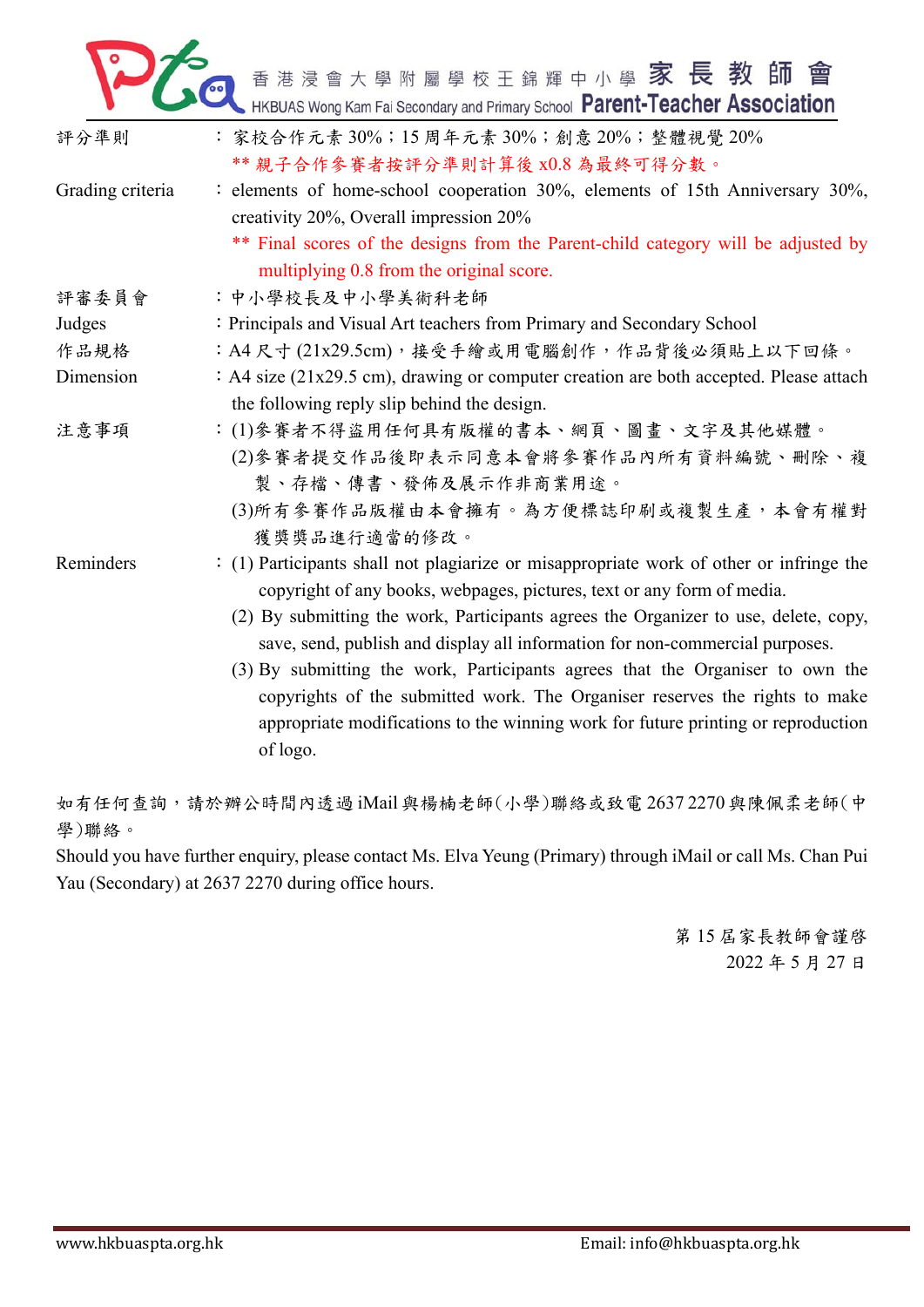| | |
|---|---|
| 評分準則 | ：家校合作元素 30%；15 周年元素 30%；創意 20%；整體視覺 20%<br>** 親子合作參賽者按評分準則計算後 x0.8 為最終可得分數。 |
| Grading criteria | : elements of home-school cooperation 30%, elements of 15th Anniversary 30%, creativity 20%, Overall impression 20%<br>** Final scores of the designs from the Parent-child category will be adjusted by multiplying 0.8 from the original score. |
| 評審委員會 | ：中小學校長及中小學美術科老師 |
| Judges | : Principals and Visual Art teachers from Primary and Secondary School |
| 作品規格 | ：A4 尺寸 (21x29.5cm)，接受手繪或用電腦創作，作品背後必須貼上以下回條。 |
| Dimension | : A4 size (21x29.5 cm), drawing or computer creation are both accepted. Please attach the following reply slip behind the design. |
| 注意事項 | ：(1)參賽者不得盜用任何具有版權的書本、網頁、圖畫、文字及其他媒體。<br>(2)參賽者提交作品後即表示同意本會將參賽作品內所有資料編號、刪除、複製、存檔、傳書、發佈及展示作非商業用途。<br>(3)所有參賽作品版權由本會擁有。為方便標誌印刷或複製生產，本會有權對獲獎獎品進行適當的修改。 |
| Reminders | : (1) Participants shall not plagiarize or misappropriate work of other or infringe the copyright of any books, webpages, pictures, text or any form of media.<br>(2) By submitting the work, Participants agrees the Organizer to use, delete, copy, save, send, publish and display all information for non-commercial purposes.<br>(3) By submitting the work, Participants agrees that the Organiser to own the copyrights of the submitted work. The Organiser reserves the rights to make appropriate modifications to the winning work for future printing or reproduction of logo. |

如有任何查詢，請於辦公時間內透過 iMail 與楊楠老師(小學)聯絡或致電 2637 2270 與陳佩柔老師(中學)聯絡。

Should you have further enquiry, please contact Ms. Elva Yeung (Primary) through iMail or call Ms. Chan Pui Yau (Secondary) at 2637 2270 during office hours.

第 15 屆家長教師會謹啓

2022 年 5 月 27 日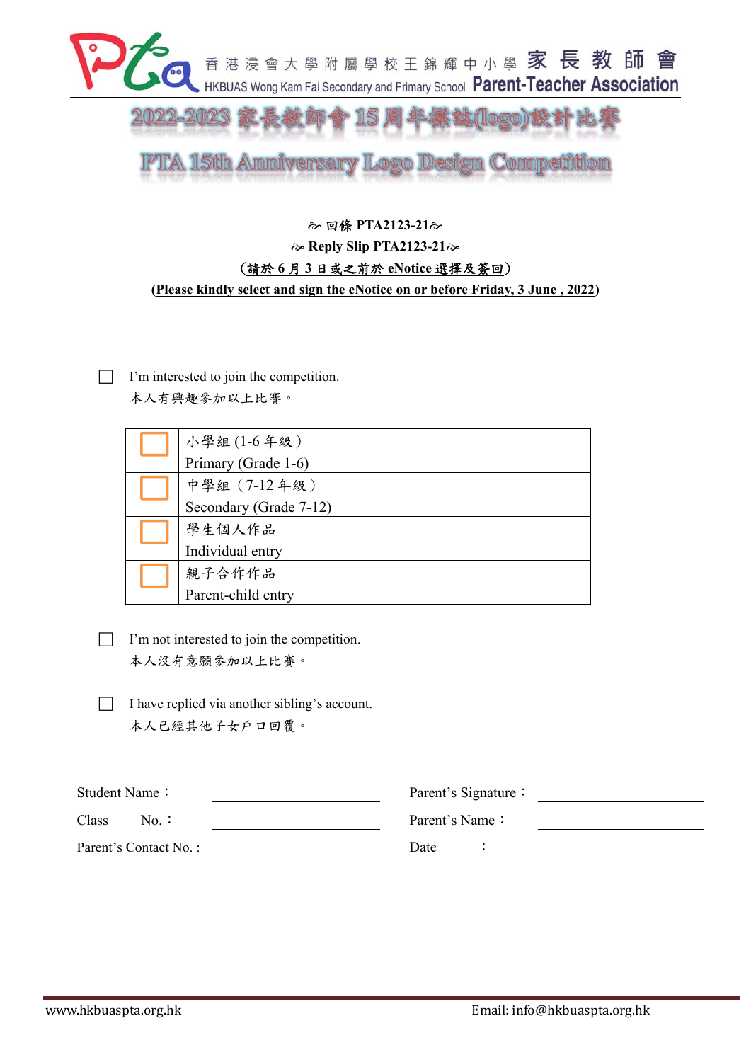香港浸會大學附屬學校王錦輝中小學 家長教師會
HKBUAS Wong Kam Fai Secondary and Primary School Parent-Teacher Association

# 2022-2023 家長教師會 15 周年標誌(logo)設計比賽

# PTA 15th Anniversary Logo Design Competition

**回條 PTA2123-21**

**Reply Slip PTA2123-21**

**(請於 6 月 3 日或之前於 eNotice 選擇及簽回)**

**(Please kindly select and sign the eNotice on or before Friday, 3 June , 2022)**

☐ I'm interested to join the competition.
本人有興趣參加以上比賽。

| | |
|---|---|
| ☐ | 小學組 (1-6 年級) Primary (Grade 1-6) |
| ☐ | 中學組（7-12 年級） Secondary (Grade 7-12) |
| ☐ | 學生個人作品 Individual entry |
| ☐ | 親子合作作品 Parent-child entry |

☐ I'm not interested to join the competition.
本人沒有意願參加以上比賽。

☐ I have replied via another sibling's account.
本人已經其他子女戶口回覆。

| | | | |
|---|---|---|---|
| Student Name： | ____________ | Parent's Signature： | ____________ |
| Class No.： | ____________ | Parent's Name： | ____________ |
| Parent's Contact No. : | ____________ | Date ： | ____________ |

www.hkbuaspta.org.hk Email: info@hkbuaspta.org.hk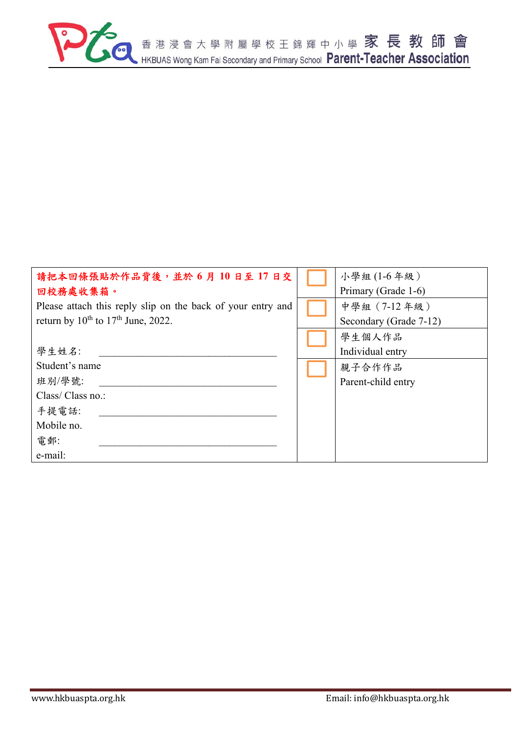| | | |
|---|---|---|
| **請把本回條張貼於作品背後，並於 6 月 10 日至 17 日交回校務處收集箱。**<br>Please attach this reply slip on the back of your entry and return by 10th to 17th June, 2022.<br><br>學生姓名: \_\_\_\_\_\_\_\_\_\_\_\_\_\_\_\_\_\_\_\_\_\_\_\_\_\_\_\_\_\_<br>Student's name<br>班別/學號: \_\_\_\_\_\_\_\_\_\_\_\_\_\_\_\_\_\_\_\_\_\_\_\_\_\_\_\_\_\_<br>Class/ Class no.:<br>手提電話: \_\_\_\_\_\_\_\_\_\_\_\_\_\_\_\_\_\_\_\_\_\_\_\_\_\_\_\_\_\_<br>Mobile no.<br>電郵: \_\_\_\_\_\_\_\_\_\_\_\_\_\_\_\_\_\_\_\_\_\_\_\_\_\_\_\_\_\_<br>e-mail: | ☐ | 小學組 (1-6 年級）<br>Primary (Grade 1-6) |
| | ☐ | 中學組（7-12 年級）<br>Secondary (Grade 7-12) |
| | ☐ | 學生個人作品<br>Individual entry |
| | ☐ | 親子合作作品<br>Parent-child entry |